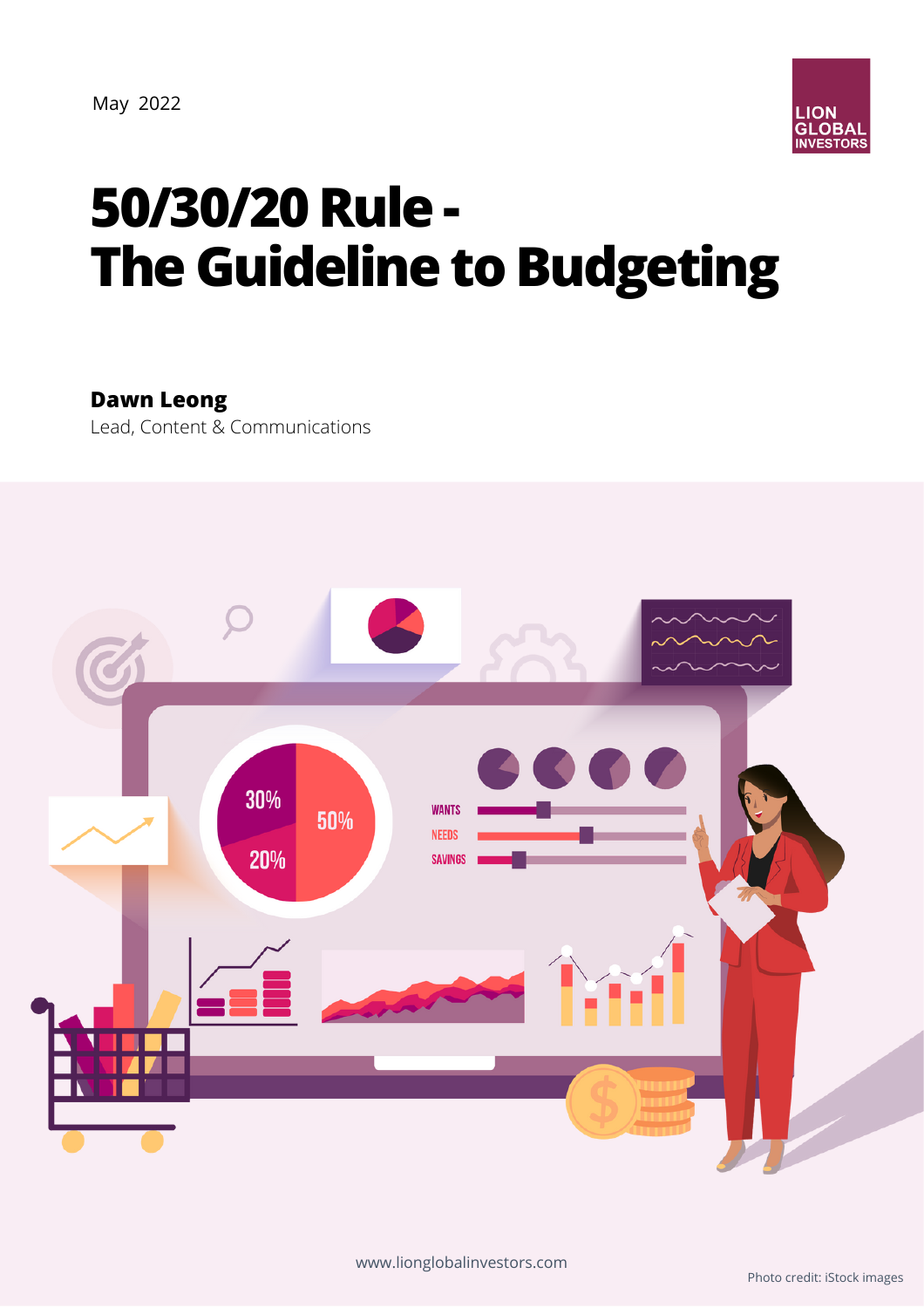May 2022

LION GLOBAL INVESTORS

# 50/30/20 Rule - The Guideline to Budgeting

**Dawn Leong**
Lead, Content & Communications

www.lionglobalinvestors.com

Photo credit: iStock images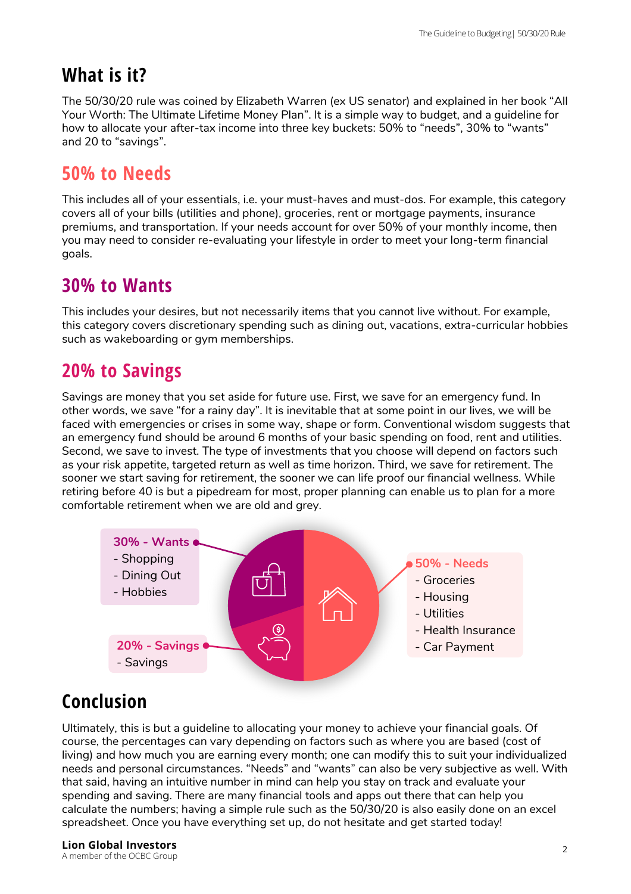## What is it?

The 50/30/20 rule was coined by Elizabeth Warren (ex US senator) and explained in her book "All Your Worth: The Ultimate Lifetime Money Plan". It is a simple way to budget, and a guideline for how to allocate your after-tax income into three key buckets: 50% to "needs", 30% to "wants" and 20 to "savings".

## 50% to Needs

This includes all of your essentials, i.e. your must-haves and must-dos. For example, this category covers all of your bills (utilities and phone), groceries, rent or mortgage payments, insurance premiums, and transportation. If your needs account for over 50% of your monthly income, then you may need to consider re-evaluating your lifestyle in order to meet your long-term financial goals.

## 30% to Wants

This includes your desires, but not necessarily items that you cannot live without. For example, this category covers discretionary spending such as dining out, vacations, extra-curricular hobbies such as wakeboarding or gym memberships.

## 20% to Savings

Savings are money that you set aside for future use. First, we save for an emergency fund. In other words, we save "for a rainy day". It is inevitable that at some point in our lives, we will be faced with emergencies or crises in some way, shape or form. Conventional wisdom suggests that an emergency fund should be around 6 months of your basic spending on food, rent and utilities. Second, we save to invest. The type of investments that you choose will depend on factors such as your risk appetite, targeted return as well as time horizon. Third, we save for retirement. The sooner we start saving for retirement, the sooner we can life proof our financial wellness. While retiring before 40 is but a pipedream for most, proper planning can enable us to plan for a more comfortable retirement when we are old and grey.

**30% - Wants**
- Shopping
- Dining Out
- Hobbies

**20% - Savings**
- Savings

**50% - Needs**
- Groceries
- Housing
- Utilities
- Health Insurance
- Car Payment

## Conclusion

Ultimately, this is but a guideline to allocating your money to achieve your financial goals. Of course, the percentages can vary depending on factors such as where you are based (cost of living) and how much you are earning every month; one can modify this to suit your individualized needs and personal circumstances. "Needs" and "wants" can also be very subjective as well. With that said, having an intuitive number in mind can help you stay on track and evaluate your spending and saving. There are many financial tools and apps out there that can help you calculate the numbers; having a simple rule such as the 50/30/20 is also easily done on an excel spreadsheet. Once you have everything set up, do not hesitate and get started today!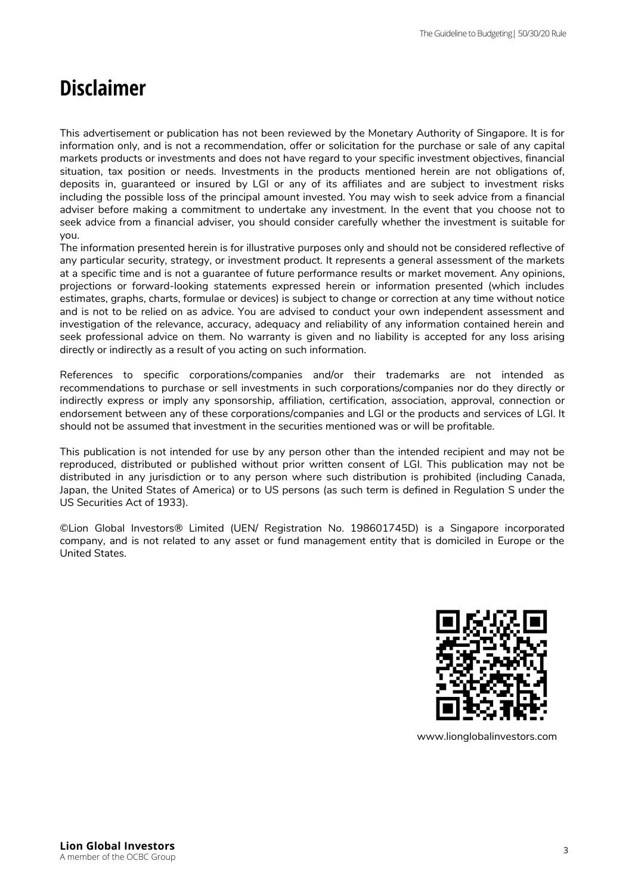# Disclaimer

This advertisement or publication has not been reviewed by the Monetary Authority of Singapore. It is for information only, and is not a recommendation, offer or solicitation for the purchase or sale of any capital markets products or investments and does not have regard to your specific investment objectives, financial situation, tax position or needs. Investments in the products mentioned herein are not obligations of, deposits in, guaranteed or insured by LGI or any of its affiliates and are subject to investment risks including the possible loss of the principal amount invested. You may wish to seek advice from a financial adviser before making a commitment to undertake any investment. In the event that you choose not to seek advice from a financial adviser, you should consider carefully whether the investment is suitable for you.
The information presented herein is for illustrative purposes only and should not be considered reflective of any particular security, strategy, or investment product. It represents a general assessment of the markets at a specific time and is not a guarantee of future performance results or market movement. Any opinions, projections or forward-looking statements expressed herein or information presented (which includes estimates, graphs, charts, formulae or devices) is subject to change or correction at any time without notice and is not to be relied on as advice. You are advised to conduct your own independent assessment and investigation of the relevance, accuracy, adequacy and reliability of any information contained herein and seek professional advice on them. No warranty is given and no liability is accepted for any loss arising directly or indirectly as a result of you acting on such information.

References to specific corporations/companies and/or their trademarks are not intended as recommendations to purchase or sell investments in such corporations/companies nor do they directly or indirectly express or imply any sponsorship, affiliation, certification, association, approval, connection or endorsement between any of these corporations/companies and LGI or the products and services of LGI. It should not be assumed that investment in the securities mentioned was or will be profitable.

This publication is not intended for use by any person other than the intended recipient and may not be reproduced, distributed or published without prior written consent of LGI. This publication may not be distributed in any jurisdiction or to any person where such distribution is prohibited (including Canada, Japan, the United States of America) or to US persons (as such term is defined in Regulation S under the US Securities Act of 1933).

©Lion Global Investors® Limited (UEN/ Registration No. 198601745D) is a Singapore incorporated company, and is not related to any asset or fund management entity that is domiciled in Europe or the United States.

www.lionglobalinvestors.com

**Lion Global Investors**
A member of the OCBC Group